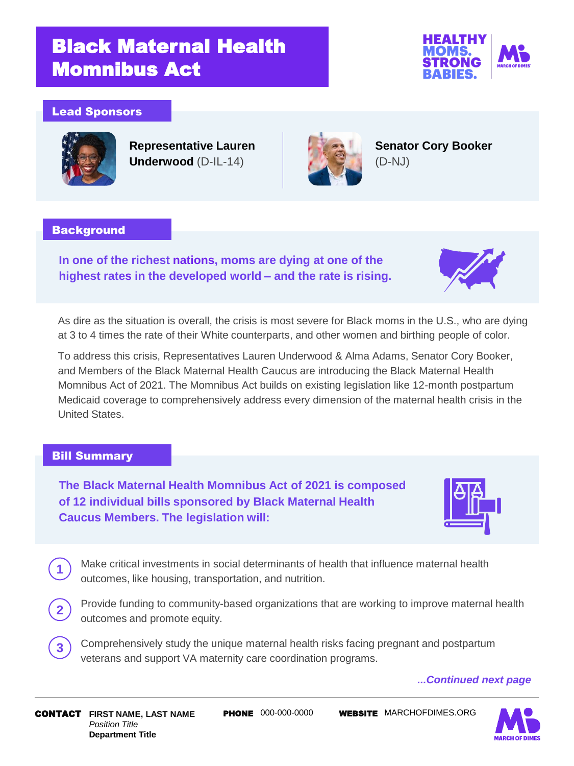# Black Maternal Health Momnibus Act

HEALTHY MOMS. STRONG BABIES.

## Lead Sponsors

**Representative Lauren Underwood** (D-IL-14)

**Senator Cory Booker** (D-NJ)

## Background

**In one of the richest nations, moms are dying at one of the highest rates in the developed world – and the rate is rising.**

As dire as the situation is overall, the crisis is most severe for Black moms in the U.S., who are dying at 3 to 4 times the rate of their White counterparts, and other women and birthing people of color.

To address this crisis, Representatives Lauren Underwood & Alma Adams, Senator Cory Booker, and Members of the Black Maternal Health Caucus are introducing the Black Maternal Health Momnibus Act of 2021. The Momnibus Act builds on existing legislation like 12-month postpartum Medicaid coverage to comprehensively address every dimension of the maternal health crisis in the United States.

## Bill Summary

**The Black Maternal Health Momnibus Act of 2021 is composed of 12 individual bills sponsored by Black Maternal Health Caucus Members. The legislation will:**

1. Make critical investments in social determinants of health that influence maternal health outcomes, like housing, transportation, and nutrition.
2. Provide funding to community-based organizations that are working to improve maternal health outcomes and promote equity.
3. Comprehensively study the unique maternal health risks facing pregnant and postpartum veterans and support VA maternity care coordination programs.

***...Continued next page***

**CONTACT** **FIRST NAME, LAST NAME**
*Position Title*
**Department Title**

**PHONE** 000-000-0000

**WEBSITE** MARCHOFDIMES.ORG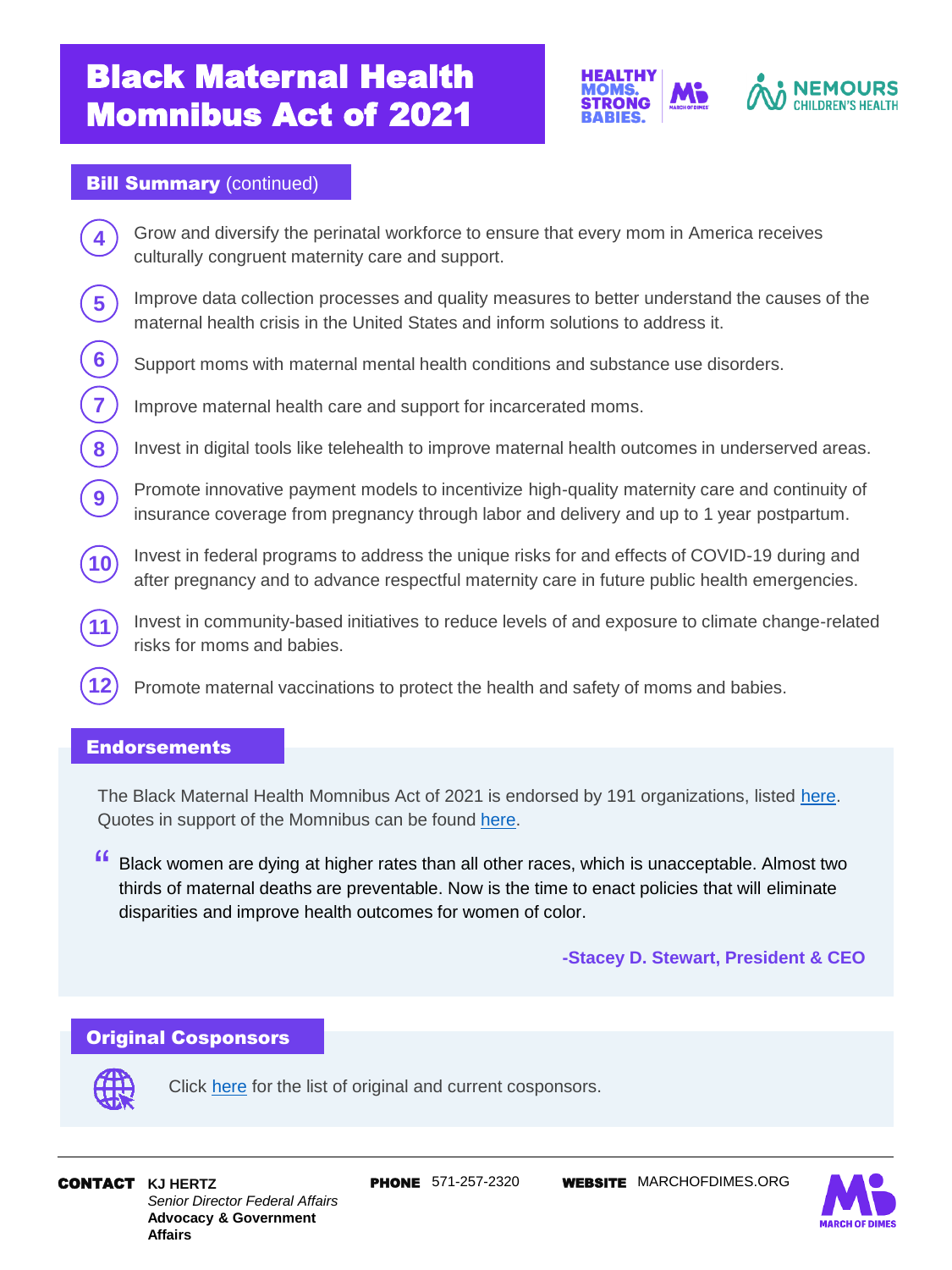# Black Maternal Health Momnibus Act of 2021

HEALTHY MOMS. STRONG BABIES. MARCH OF DIMES

NEMOURS CHILDREN'S HEALTH

## Bill Summary (continued)

4. Grow and diversify the perinatal workforce to ensure that every mom in America receives culturally congruent maternity care and support.
5. Improve data collection processes and quality measures to better understand the causes of the maternal health crisis in the United States and inform solutions to address it.
6. Support moms with maternal mental health conditions and substance use disorders.
7. Improve maternal health care and support for incarcerated moms.
8. Invest in digital tools like telehealth to improve maternal health outcomes in underserved areas.
9. Promote innovative payment models to incentivize high-quality maternity care and continuity of insurance coverage from pregnancy through labor and delivery and up to 1 year postpartum.
10. Invest in federal programs to address the unique risks for and effects of COVID-19 during and after pregnancy and to advance respectful maternity care in future public health emergencies.
11. Invest in community-based initiatives to reduce levels of and exposure to climate change-related risks for moms and babies.
12. Promote maternal vaccinations to protect the health and safety of moms and babies.

## Endorsements

The Black Maternal Health Momnibus Act of 2021 is endorsed by 191 organizations, listed here. Quotes in support of the Momnibus can be found here.

> “Black women are dying at higher rates than all other races, which is unacceptable. Almost two thirds of maternal deaths are preventable. Now is the time to enact policies that will eliminate disparities and improve health outcomes for women of color.
>
> **-Stacey D. Stewart, President & CEO**

## Original Cosponsors

Click here for the list of original and current cosponsors.

**CONTACT** **KJ HERTZ**
*Senior Director Federal Affairs*
**Advocacy & Government Affairs**

**PHONE** 571-257-2320

**WEBSITE** MARCHOFDIMES.ORG

MARCH OF DIMES